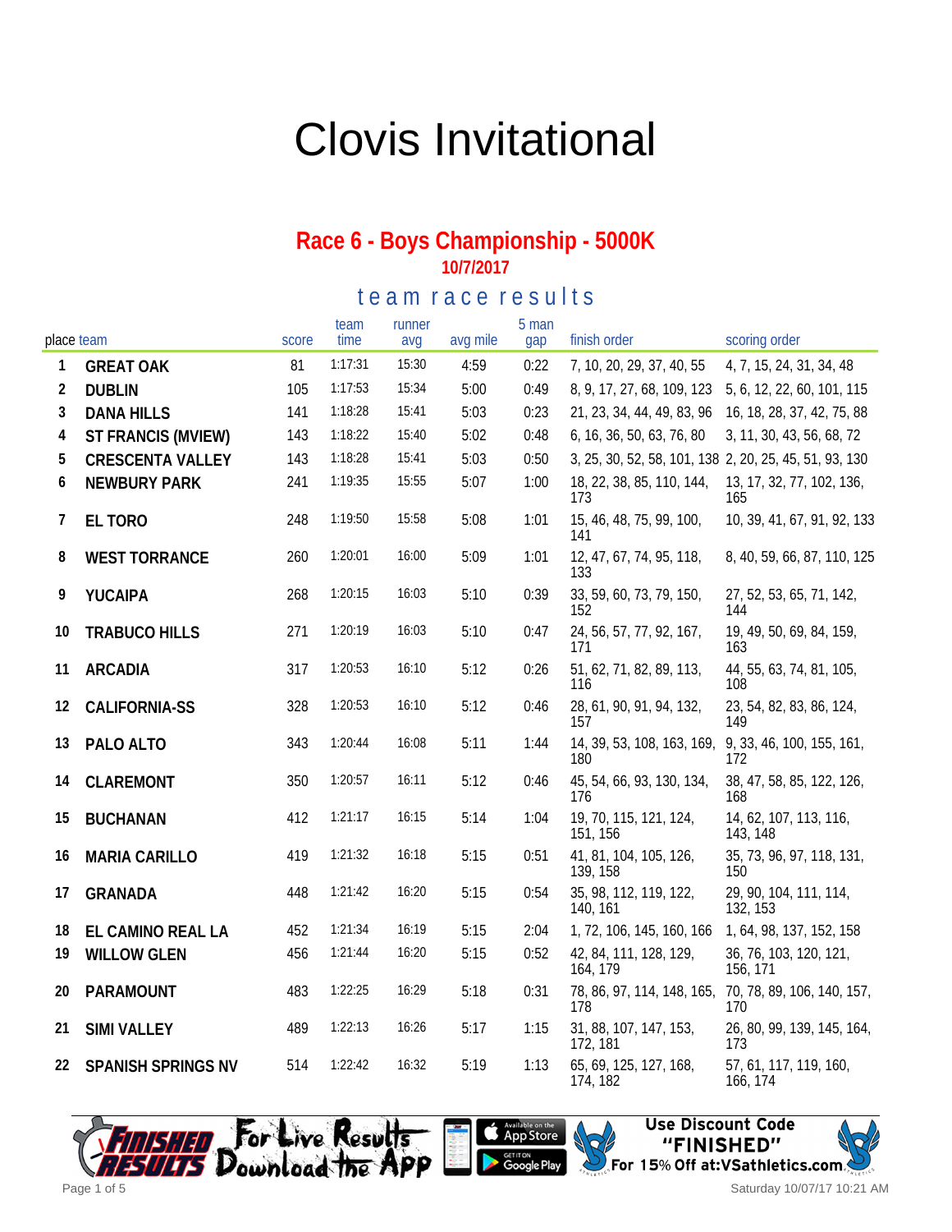# Clovis Invitational

## Race 6 - Boys Championship - 5000K

10/7/2017

### team race results

| place | team | score | team time | runner avg | avg mile | 5 man gap | finish order | scoring order |
|---|---|---|---|---|---|---|---|---|
| 1 | **GREAT OAK** | 81 | 1:17:31 | 15:30 | 4:59 | 0:22 | 7, 10, 20, 29, 37, 40, 55 | 4, 7, 15, 24, 31, 34, 48 |
| 2 | **DUBLIN** | 105 | 1:17:53 | 15:34 | 5:00 | 0:49 | 8, 9, 17, 27, 68, 109, 123 | 5, 6, 12, 22, 60, 101, 115 |
| 3 | **DANA HILLS** | 141 | 1:18:28 | 15:41 | 5:03 | 0:23 | 21, 23, 34, 44, 49, 83, 96 | 16, 18, 28, 37, 42, 75, 88 |
| 4 | **ST FRANCIS (MVIEW)** | 143 | 1:18:22 | 15:40 | 5:02 | 0:48 | 6, 16, 36, 50, 63, 76, 80 | 3, 11, 30, 43, 56, 68, 72 |
| 5 | **CRESCENTA VALLEY** | 143 | 1:18:28 | 15:41 | 5:03 | 0:50 | 3, 25, 30, 52, 58, 101, 138 | 2, 20, 25, 45, 51, 93, 130 |
| 6 | **NEWBURY PARK** | 241 | 1:19:35 | 15:55 | 5:07 | 1:00 | 18, 22, 38, 85, 110, 144, 173 | 13, 17, 32, 77, 102, 136, 165 |
| 7 | **EL TORO** | 248 | 1:19:50 | 15:58 | 5:08 | 1:01 | 15, 46, 48, 75, 99, 100, 141 | 10, 39, 41, 67, 91, 92, 133 |
| 8 | **WEST TORRANCE** | 260 | 1:20:01 | 16:00 | 5:09 | 1:01 | 12, 47, 67, 74, 95, 118, 133 | 8, 40, 59, 66, 87, 110, 125 |
| 9 | **YUCAIPA** | 268 | 1:20:15 | 16:03 | 5:10 | 0:39 | 33, 59, 60, 73, 79, 150, 152 | 27, 52, 53, 65, 71, 142, 144 |
| 10 | **TRABUCO HILLS** | 271 | 1:20:19 | 16:03 | 5:10 | 0:47 | 24, 56, 57, 77, 92, 167, 171 | 19, 49, 50, 69, 84, 159, 163 |
| 11 | **ARCADIA** | 317 | 1:20:53 | 16:10 | 5:12 | 0:26 | 51, 62, 71, 82, 89, 113, 116 | 44, 55, 63, 74, 81, 105, 108 |
| 12 | **CALIFORNIA-SS** | 328 | 1:20:53 | 16:10 | 5:12 | 0:46 | 28, 61, 90, 91, 94, 132, 157 | 23, 54, 82, 83, 86, 124, 149 |
| 13 | **PALO ALTO** | 343 | 1:20:44 | 16:08 | 5:11 | 1:44 | 14, 39, 53, 108, 163, 169, 180 | 9, 33, 46, 100, 155, 161, 172 |
| 14 | **CLAREMONT** | 350 | 1:20:57 | 16:11 | 5:12 | 0:46 | 45, 54, 66, 93, 130, 134, 176 | 38, 47, 58, 85, 122, 126, 168 |
| 15 | **BUCHANAN** | 412 | 1:21:17 | 16:15 | 5:14 | 1:04 | 19, 70, 115, 121, 124, 151, 156 | 14, 62, 107, 113, 116, 143, 148 |
| 16 | **MARIA CARILLO** | 419 | 1:21:32 | 16:18 | 5:15 | 0:51 | 41, 81, 104, 105, 126, 139, 158 | 35, 73, 96, 97, 118, 131, 150 |
| 17 | **GRANADA** | 448 | 1:21:42 | 16:20 | 5:15 | 0:54 | 35, 98, 112, 119, 122, 140, 161 | 29, 90, 104, 111, 114, 132, 153 |
| 18 | **EL CAMINO REAL LA** | 452 | 1:21:34 | 16:19 | 5:15 | 2:04 | 1, 72, 106, 145, 160, 166 | 1, 64, 98, 137, 152, 158 |
| 19 | **WILLOW GLEN** | 456 | 1:21:44 | 16:20 | 5:15 | 0:52 | 42, 84, 111, 128, 129, 164, 179 | 36, 76, 103, 120, 121, 156, 171 |
| 20 | **PARAMOUNT** | 483 | 1:22:25 | 16:29 | 5:18 | 0:31 | 78, 86, 97, 114, 148, 165, 178 | 70, 78, 89, 106, 140, 157, 170 |
| 21 | **SIMI VALLEY** | 489 | 1:22:13 | 16:26 | 5:17 | 1:15 | 31, 88, 107, 147, 153, 172, 181 | 26, 80, 99, 139, 145, 164, 173 |
| 22 | **SPANISH SPRINGS NV** | 514 | 1:22:42 | 16:32 | 5:19 | 1:13 | 65, 69, 125, 127, 168, 174, 182 | 57, 61, 117, 119, 160, 166, 174 |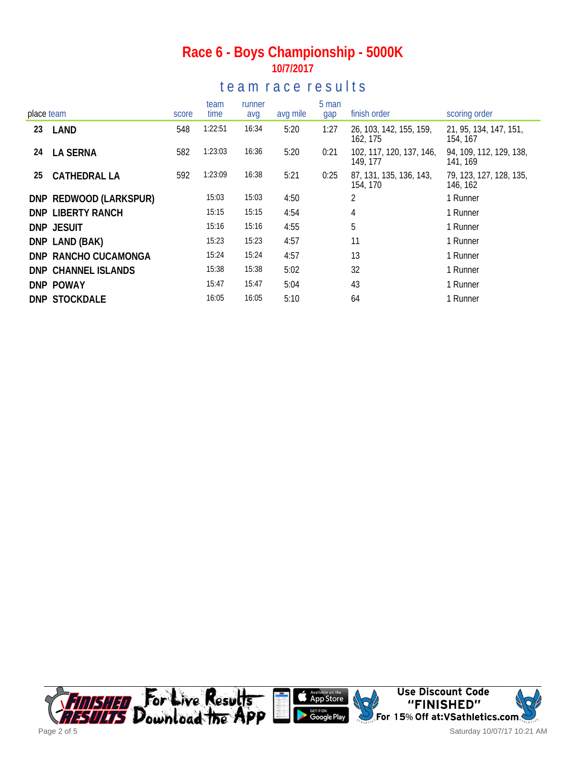# Race 6 - Boys Championship - 5000K

**10/7/2017**

## team race results

| place | team | score | team time | runner avg | avg mile | 5 man gap | finish order | scoring order |
|---|---|---|---|---|---|---|---|---|
| 23 | LAND | 548 | 1:22:51 | 16:34 | 5:20 | 1:27 | 26, 103, 142, 155, 159, 162, 175 | 21, 95, 134, 147, 151, 154, 167 |
| 24 | LA SERNA | 582 | 1:23:03 | 16:36 | 5:20 | 0:21 | 102, 117, 120, 137, 146, 149, 177 | 94, 109, 112, 129, 138, 141, 169 |
| 25 | CATHEDRAL LA | 592 | 1:23:09 | 16:38 | 5:21 | 0:25 | 87, 131, 135, 136, 143, 154, 170 | 79, 123, 127, 128, 135, 146, 162 |
| DNP | REDWOOD (LARKSPUR) | | 15:03 | 15:03 | 4:50 | | 2 | 1 Runner |
| DNP | LIBERTY RANCH | | 15:15 | 15:15 | 4:54 | | 4 | 1 Runner |
| DNP | JESUIT | | 15:16 | 15:16 | 4:55 | | 5 | 1 Runner |
| DNP | LAND (BAK) | | 15:23 | 15:23 | 4:57 | | 11 | 1 Runner |
| DNP | RANCHO CUCAMONGA | | 15:24 | 15:24 | 4:57 | | 13 | 1 Runner |
| DNP | CHANNEL ISLANDS | | 15:38 | 15:38 | 5:02 | | 32 | 1 Runner |
| DNP | POWAY | | 15:47 | 15:47 | 5:04 | | 43 | 1 Runner |
| DNP | STOCKDALE | | 16:05 | 16:05 | 5:10 | | 64 | 1 Runner |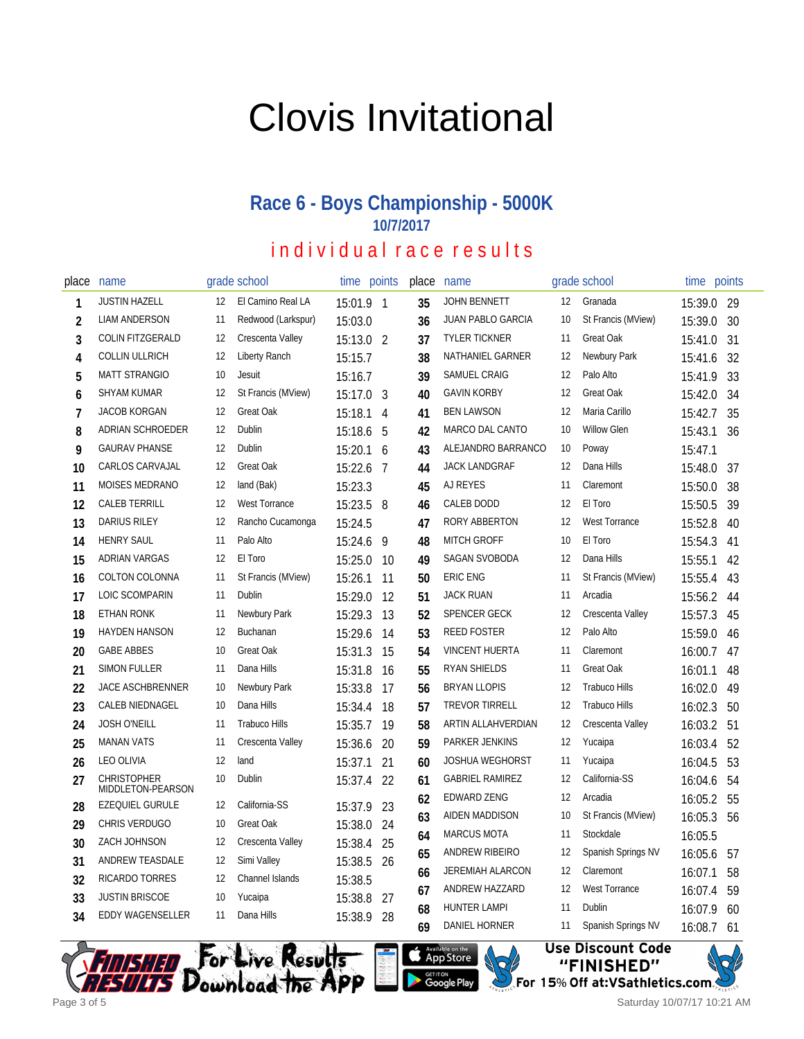# Clovis Invitational

## Race 6 - Boys Championship - 5000K

### 10/7/2017

### individual race results

| place | name | grade | school | time | points |
|---|---|---|---|---|---|
| 1 | JUSTIN HAZELL | 12 | El Camino Real LA | 15:01.9 | 1 |
| 2 | LIAM ANDERSON | 11 | Redwood (Larkspur) | 15:03.0 | |
| 3 | COLIN FITZGERALD | 12 | Crescenta Valley | 15:13.0 | 2 |
| 4 | COLLIN ULLRICH | 12 | Liberty Ranch | 15:15.7 | |
| 5 | MATT STRANGIO | 10 | Jesuit | 15:16.7 | |
| 6 | SHYAM KUMAR | 12 | St Francis (MView) | 15:17.0 | 3 |
| 7 | JACOB KORGAN | 12 | Great Oak | 15:18.1 | 4 |
| 8 | ADRIAN SCHROEDER | 12 | Dublin | 15:18.6 | 5 |
| 9 | GAURAV PHANSE | 12 | Dublin | 15:20.1 | 6 |
| 10 | CARLOS CARVAJAL | 12 | Great Oak | 15:22.6 | 7 |
| 11 | MOISES MEDRANO | 12 | land (Bak) | 15:23.3 | |
| 12 | CALEB TERRILL | 12 | West Torrance | 15:23.5 | 8 |
| 13 | DARIUS RILEY | 12 | Rancho Cucamonga | 15:24.5 | |
| 14 | HENRY SAUL | 11 | Palo Alto | 15:24.6 | 9 |
| 15 | ADRIAN VARGAS | 12 | El Toro | 15:25.0 | 10 |
| 16 | COLTON COLONNA | 11 | St Francis (MView) | 15:26.1 | 11 |
| 17 | LOIC SCOMPARIN | 11 | Dublin | 15:29.0 | 12 |
| 18 | ETHAN RONK | 11 | Newbury Park | 15:29.3 | 13 |
| 19 | HAYDEN HANSON | 12 | Buchanan | 15:29.6 | 14 |
| 20 | GABE ABBES | 10 | Great Oak | 15:31.3 | 15 |
| 21 | SIMON FULLER | 11 | Dana Hills | 15:31.8 | 16 |
| 22 | JACE ASCHBRENNER | 10 | Newbury Park | 15:33.8 | 17 |
| 23 | CALEB NIEDNAGEL | 10 | Dana Hills | 15:34.4 | 18 |
| 24 | JOSH O'NEILL | 11 | Trabuco Hills | 15:35.7 | 19 |
| 25 | MANAN VATS | 11 | Crescenta Valley | 15:36.6 | 20 |
| 26 | LEO OLIVIA | 12 | land | 15:37.1 | 21 |
| 27 | CHRISTOPHER MIDDLETON-PEARSON | 10 | Dublin | 15:37.4 | 22 |
| 28 | EZEQUIEL GURULE | 12 | California-SS | 15:37.9 | 23 |
| 29 | CHRIS VERDUGO | 10 | Great Oak | 15:38.0 | 24 |
| 30 | ZACH JOHNSON | 12 | Crescenta Valley | 15:38.4 | 25 |
| 31 | ANDREW TEASDALE | 12 | Simi Valley | 15:38.5 | 26 |
| 32 | RICARDO TORRES | 12 | Channel Islands | 15:38.5 | |
| 33 | JUSTIN BRISCOE | 10 | Yucaipa | 15:38.8 | 27 |
| 34 | EDDY WAGENSELLER | 11 | Dana Hills | 15:38.9 | 28 |
| 35 | JOHN BENNETT | 12 | Granada | 15:39.0 | 29 |
| 36 | JUAN PABLO GARCIA | 10 | St Francis (MView) | 15:39.0 | 30 |
| 37 | TYLER TICKNER | 11 | Great Oak | 15:41.0 | 31 |
| 38 | NATHANIEL GARNER | 12 | Newbury Park | 15:41.6 | 32 |
| 39 | SAMUEL CRAIG | 12 | Palo Alto | 15:41.9 | 33 |
| 40 | GAVIN KORBY | 12 | Great Oak | 15:42.0 | 34 |
| 41 | BEN LAWSON | 12 | Maria Carillo | 15:42.7 | 35 |
| 42 | MARCO DAL CANTO | 10 | Willow Glen | 15:43.1 | 36 |
| 43 | ALEJANDRO BARRANCO | 10 | Poway | 15:47.1 | |
| 44 | JACK LANDGRAF | 12 | Dana Hills | 15:48.0 | 37 |
| 45 | AJ REYES | 11 | Claremont | 15:50.0 | 38 |
| 46 | CALEB DODD | 12 | El Toro | 15:50.5 | 39 |
| 47 | RORY ABBERTON | 12 | West Torrance | 15:52.8 | 40 |
| 48 | MITCH GROFF | 10 | El Toro | 15:54.3 | 41 |
| 49 | SAGAN SVOBODA | 12 | Dana Hills | 15:55.1 | 42 |
| 50 | ERIC ENG | 11 | St Francis (MView) | 15:55.4 | 43 |
| 51 | JACK RUAN | 11 | Arcadia | 15:56.2 | 44 |
| 52 | SPENCER GECK | 12 | Crescenta Valley | 15:57.3 | 45 |
| 53 | REED FOSTER | 12 | Palo Alto | 15:59.0 | 46 |
| 54 | VINCENT HUERTA | 11 | Claremont | 16:00.7 | 47 |
| 55 | RYAN SHIELDS | 11 | Great Oak | 16:01.1 | 48 |
| 56 | BRYAN LLOPIS | 12 | Trabuco Hills | 16:02.0 | 49 |
| 57 | TREVOR TIRRELL | 12 | Trabuco Hills | 16:02.3 | 50 |
| 58 | ARTIN ALLAHVERDIAN | 12 | Crescenta Valley | 16:03.2 | 51 |
| 59 | PARKER JENKINS | 12 | Yucaipa | 16:03.4 | 52 |
| 60 | JOSHUA WEGHORST | 11 | Yucaipa | 16:04.5 | 53 |
| 61 | GABRIEL RAMIREZ | 12 | California-SS | 16:04.6 | 54 |
| 62 | EDWARD ZENG | 12 | Arcadia | 16:05.2 | 55 |
| 63 | AIDEN MADDISON | 10 | St Francis (MView) | 16:05.3 | 56 |
| 64 | MARCUS MOTA | 11 | Stockdale | 16:05.5 | |
| 65 | ANDREW RIBEIRO | 12 | Spanish Springs NV | 16:05.6 | 57 |
| 66 | JEREMIAH ALARCON | 12 | Claremont | 16:07.1 | 58 |
| 67 | ANDREW HAZZARD | 12 | West Torrance | 16:07.4 | 59 |
| 68 | HUNTER LAMPI | 11 | Dublin | 16:07.9 | 60 |
| 69 | DANIEL HORNER | 11 | Spanish Springs NV | 16:08.7 | 61 |

Finished Results — For Live Results Download the App — Available on the App Store / Get it on Google Play

Use Discount Code "FINISHED" For 15% Off at:VSathletics.com

Saturday 10/07/17 10:21 AM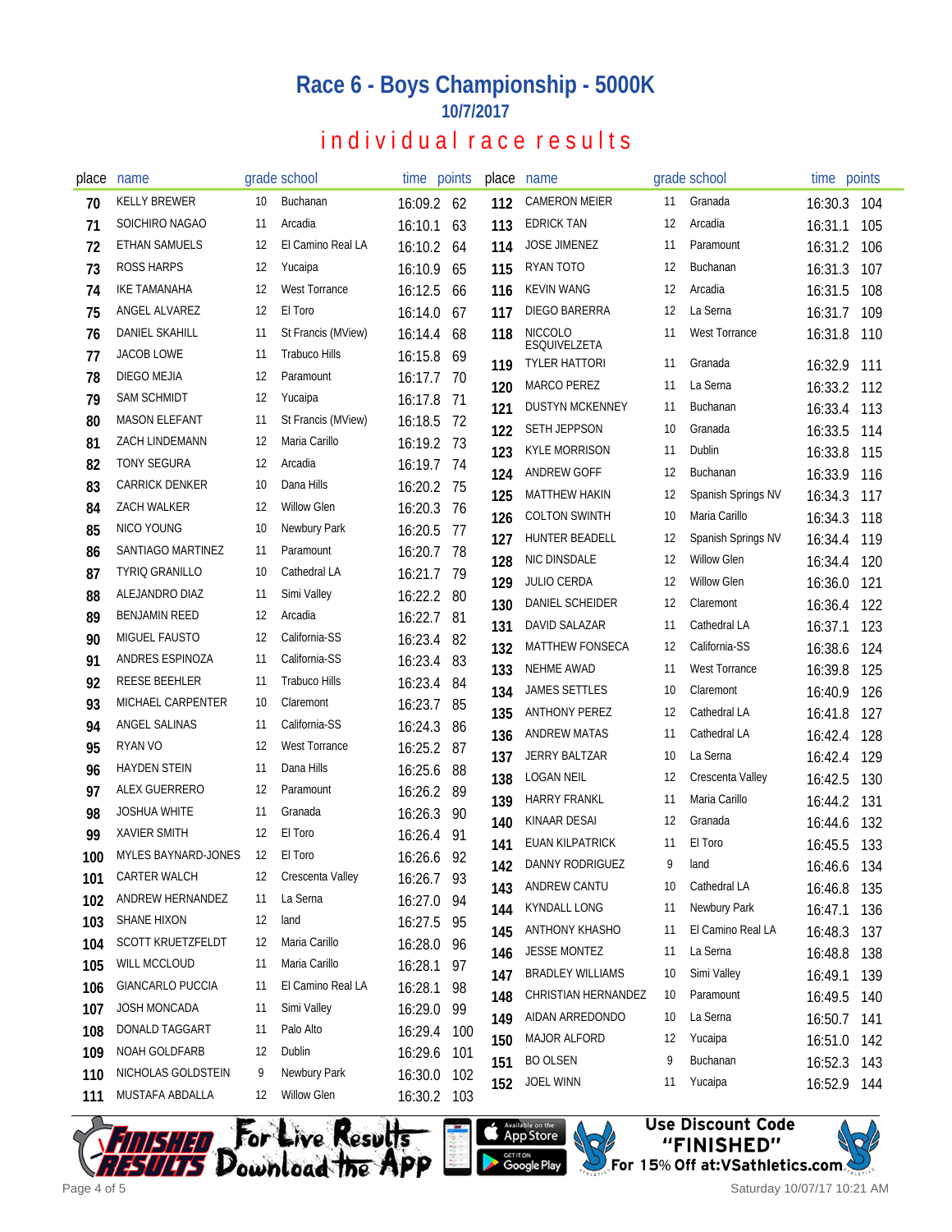# Race 6 - Boys Championship - 5000K

## 10/7/2017

## individual race results

| place | name | grade | school | time | points |
|---|---|---|---|---|---|
| 70 | KELLY BREWER | 10 | Buchanan | 16:09.2 | 62 |
| 71 | SOICHIRO NAGAO | 11 | Arcadia | 16:10.1 | 63 |
| 72 | ETHAN SAMUELS | 12 | El Camino Real LA | 16:10.2 | 64 |
| 73 | ROSS HARPS | 12 | Yucaipa | 16:10.9 | 65 |
| 74 | IKE TAMANAHA | 12 | West Torrance | 16:12.5 | 66 |
| 75 | ANGEL ALVAREZ | 12 | El Toro | 16:14.0 | 67 |
| 76 | DANIEL SKAHILL | 11 | St Francis (MView) | 16:14.4 | 68 |
| 77 | JACOB LOWE | 11 | Trabuco Hills | 16:15.8 | 69 |
| 78 | DIEGO MEJIA | 12 | Paramount | 16:17.7 | 70 |
| 79 | SAM SCHMIDT | 12 | Yucaipa | 16:17.8 | 71 |
| 80 | MASON ELEFANT | 11 | St Francis (MView) | 16:18.5 | 72 |
| 81 | ZACH LINDEMANN | 12 | Maria Carillo | 16:19.2 | 73 |
| 82 | TONY SEGURA | 12 | Arcadia | 16:19.7 | 74 |
| 83 | CARRICK DENKER | 10 | Dana Hills | 16:20.2 | 75 |
| 84 | ZACH WALKER | 12 | Willow Glen | 16:20.3 | 76 |
| 85 | NICO YOUNG | 10 | Newbury Park | 16:20.5 | 77 |
| 86 | SANTIAGO MARTINEZ | 11 | Paramount | 16:20.7 | 78 |
| 87 | TYRIQ GRANILLO | 10 | Cathedral LA | 16:21.7 | 79 |
| 88 | ALEJANDRO DIAZ | 11 | Simi Valley | 16:22.2 | 80 |
| 89 | BENJAMIN REED | 12 | Arcadia | 16:22.7 | 81 |
| 90 | MIGUEL FAUSTO | 12 | California-SS | 16:23.4 | 82 |
| 91 | ANDRES ESPINOZA | 11 | California-SS | 16:23.4 | 83 |
| 92 | REESE BEEHLER | 11 | Trabuco Hills | 16:23.4 | 84 |
| 93 | MICHAEL CARPENTER | 10 | Claremont | 16:23.7 | 85 |
| 94 | ANGEL SALINAS | 11 | California-SS | 16:24.3 | 86 |
| 95 | RYAN VO | 12 | West Torrance | 16:25.2 | 87 |
| 96 | HAYDEN STEIN | 11 | Dana Hills | 16:25.6 | 88 |
| 97 | ALEX GUERRERO | 12 | Paramount | 16:26.2 | 89 |
| 98 | JOSHUA WHITE | 11 | Granada | 16:26.3 | 90 |
| 99 | XAVIER SMITH | 12 | El Toro | 16:26.4 | 91 |
| 100 | MYLES BAYNARD-JONES | 12 | El Toro | 16:26.6 | 92 |
| 101 | CARTER WALCH | 12 | Crescenta Valley | 16:26.7 | 93 |
| 102 | ANDREW HERNANDEZ | 11 | La Serna | 16:27.0 | 94 |
| 103 | SHANE HIXON | 12 | land | 16:27.5 | 95 |
| 104 | SCOTT KRUETZFELDT | 12 | Maria Carillo | 16:28.0 | 96 |
| 105 | WILL MCCLOUD | 11 | Maria Carillo | 16:28.1 | 97 |
| 106 | GIANCARLO PUCCIA | 11 | El Camino Real LA | 16:28.1 | 98 |
| 107 | JOSH MONCADA | 11 | Simi Valley | 16:29.0 | 99 |
| 108 | DONALD TAGGART | 11 | Palo Alto | 16:29.4 | 100 |
| 109 | NOAH GOLDFARB | 12 | Dublin | 16:29.6 | 101 |
| 110 | NICHOLAS GOLDSTEIN | 9 | Newbury Park | 16:30.0 | 102 |
| 111 | MUSTAFA ABDALLA | 12 | Willow Glen | 16:30.2 | 103 |
| 112 | CAMERON MEIER | 11 | Granada | 16:30.3 | 104 |
| 113 | EDRICK TAN | 12 | Arcadia | 16:31.1 | 105 |
| 114 | JOSE JIMENEZ | 11 | Paramount | 16:31.2 | 106 |
| 115 | RYAN TOTO | 12 | Buchanan | 16:31.3 | 107 |
| 116 | KEVIN WANG | 12 | Arcadia | 16:31.5 | 108 |
| 117 | DIEGO BARERRA | 12 | La Serna | 16:31.7 | 109 |
| 118 | NICCOLO ESQUIVELZETA | 11 | West Torrance | 16:31.8 | 110 |
| 119 | TYLER HATTORI | 11 | Granada | 16:32.9 | 111 |
| 120 | MARCO PEREZ | 11 | La Serna | 16:33.2 | 112 |
| 121 | DUSTYN MCKENNEY | 11 | Buchanan | 16:33.4 | 113 |
| 122 | SETH JEPPSON | 10 | Granada | 16:33.5 | 114 |
| 123 | KYLE MORRISON | 11 | Dublin | 16:33.8 | 115 |
| 124 | ANDREW GOFF | 12 | Buchanan | 16:33.9 | 116 |
| 125 | MATTHEW HAKIN | 12 | Spanish Springs NV | 16:34.3 | 117 |
| 126 | COLTON SWINTH | 10 | Maria Carillo | 16:34.3 | 118 |
| 127 | HUNTER BEADELL | 12 | Spanish Springs NV | 16:34.4 | 119 |
| 128 | NIC DINSDALE | 12 | Willow Glen | 16:34.4 | 120 |
| 129 | JULIO CERDA | 12 | Willow Glen | 16:36.0 | 121 |
| 130 | DANIEL SCHEIDER | 12 | Claremont | 16:36.4 | 122 |
| 131 | DAVID SALAZAR | 11 | Cathedral LA | 16:37.1 | 123 |
| 132 | MATTHEW FONSECA | 12 | California-SS | 16:38.6 | 124 |
| 133 | NEHME AWAD | 11 | West Torrance | 16:39.8 | 125 |
| 134 | JAMES SETTLES | 10 | Claremont | 16:40.9 | 126 |
| 135 | ANTHONY PEREZ | 12 | Cathedral LA | 16:41.8 | 127 |
| 136 | ANDREW MATAS | 11 | Cathedral LA | 16:42.4 | 128 |
| 137 | JERRY BALTZAR | 10 | La Serna | 16:42.4 | 129 |
| 138 | LOGAN NEIL | 12 | Crescenta Valley | 16:42.5 | 130 |
| 139 | HARRY FRANKL | 11 | Maria Carillo | 16:44.2 | 131 |
| 140 | KINAAR DESAI | 12 | Granada | 16:44.6 | 132 |
| 141 | EUAN KILPATRICK | 11 | El Toro | 16:45.5 | 133 |
| 142 | DANNY RODRIGUEZ | 9 | land | 16:46.6 | 134 |
| 143 | ANDREW CANTU | 10 | Cathedral LA | 16:46.8 | 135 |
| 144 | KYNDALL LONG | 11 | Newbury Park | 16:47.1 | 136 |
| 145 | ANTHONY KHASHO | 11 | El Camino Real LA | 16:48.3 | 137 |
| 146 | JESSE MONTEZ | 11 | La Serna | 16:48.8 | 138 |
| 147 | BRADLEY WILLIAMS | 10 | Simi Valley | 16:49.1 | 139 |
| 148 | CHRISTIAN HERNANDEZ | 10 | Paramount | 16:49.5 | 140 |
| 149 | AIDAN ARREDONDO | 10 | La Serna | 16:50.7 | 141 |
| 150 | MAJOR ALFORD | 12 | Yucaipa | 16:51.0 | 142 |
| 151 | BO OLSEN | 9 | Buchanan | 16:52.3 | 143 |
| 152 | JOEL WINN | 11 | Yucaipa | 16:52.9 | 144 |

For Live Results Download the App — Available on the App Store / Get it on Google Play

Use Discount Code "FINISHED" For 15% Off at:VSathletics.com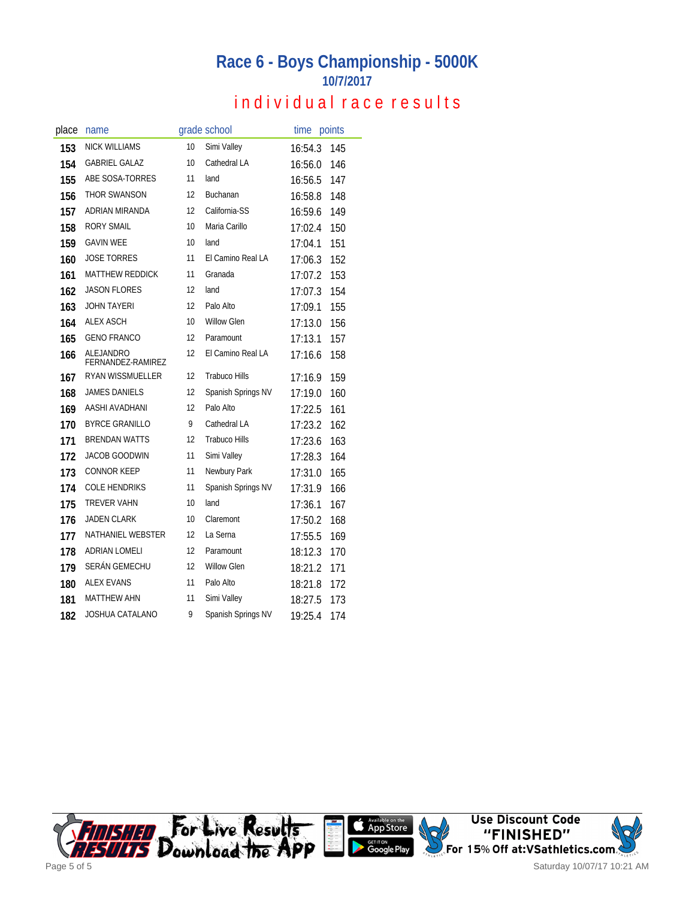# Race 6 - Boys Championship - 5000K

**10/7/2017**

## individual race results

| place | name | grade | school | time | points |
|---|---|---|---|---|---|
| 153 | NICK WILLIAMS | 10 | Simi Valley | 16:54.3 | 145 |
| 154 | GABRIEL GALAZ | 10 | Cathedral LA | 16:56.0 | 146 |
| 155 | ABE SOSA-TORRES | 11 | land | 16:56.5 | 147 |
| 156 | THOR SWANSON | 12 | Buchanan | 16:58.8 | 148 |
| 157 | ADRIAN MIRANDA | 12 | California-SS | 16:59.6 | 149 |
| 158 | RORY SMAIL | 10 | Maria Carillo | 17:02.4 | 150 |
| 159 | GAVIN WEE | 10 | land | 17:04.1 | 151 |
| 160 | JOSE TORRES | 11 | El Camino Real LA | 17:06.3 | 152 |
| 161 | MATTHEW REDDICK | 11 | Granada | 17:07.2 | 153 |
| 162 | JASON FLORES | 12 | land | 17:07.3 | 154 |
| 163 | JOHN TAYERI | 12 | Palo Alto | 17:09.1 | 155 |
| 164 | ALEX ASCH | 10 | Willow Glen | 17:13.0 | 156 |
| 165 | GENO FRANCO | 12 | Paramount | 17:13.1 | 157 |
| 166 | ALEJANDRO FERNANDEZ-RAMIREZ | 12 | El Camino Real LA | 17:16.6 | 158 |
| 167 | RYAN WISSMUELLER | 12 | Trabuco Hills | 17:16.9 | 159 |
| 168 | JAMES DANIELS | 12 | Spanish Springs NV | 17:19.0 | 160 |
| 169 | AASHI AVADHANI | 12 | Palo Alto | 17:22.5 | 161 |
| 170 | BYRCE GRANILLO | 9 | Cathedral LA | 17:23.2 | 162 |
| 171 | BRENDAN WATTS | 12 | Trabuco Hills | 17:23.6 | 163 |
| 172 | JACOB GOODWIN | 11 | Simi Valley | 17:28.3 | 164 |
| 173 | CONNOR KEEP | 11 | Newbury Park | 17:31.0 | 165 |
| 174 | COLE HENDRIKS | 11 | Spanish Springs NV | 17:31.9 | 166 |
| 175 | TREVER VAHN | 10 | land | 17:36.1 | 167 |
| 176 | JADEN CLARK | 10 | Claremont | 17:50.2 | 168 |
| 177 | NATHANIEL WEBSTER | 12 | La Serna | 17:55.5 | 169 |
| 178 | ADRIAN LOMELI | 12 | Paramount | 18:12.3 | 170 |
| 179 | SERÁN GEMECHU | 12 | Willow Glen | 18:21.2 | 171 |
| 180 | ALEX EVANS | 11 | Palo Alto | 18:21.8 | 172 |
| 181 | MATTHEW AHN | 11 | Simi Valley | 18:27.5 | 173 |
| 182 | JOSHUA CATALANO | 9 | Spanish Springs NV | 19:25.4 | 174 |

FINISHED RESULTS For Live Results Download the APP

Available on the App Store | GET IT ON Google Play

Use Discount Code "FINISHED" For 15% Off at:VSathletics.com